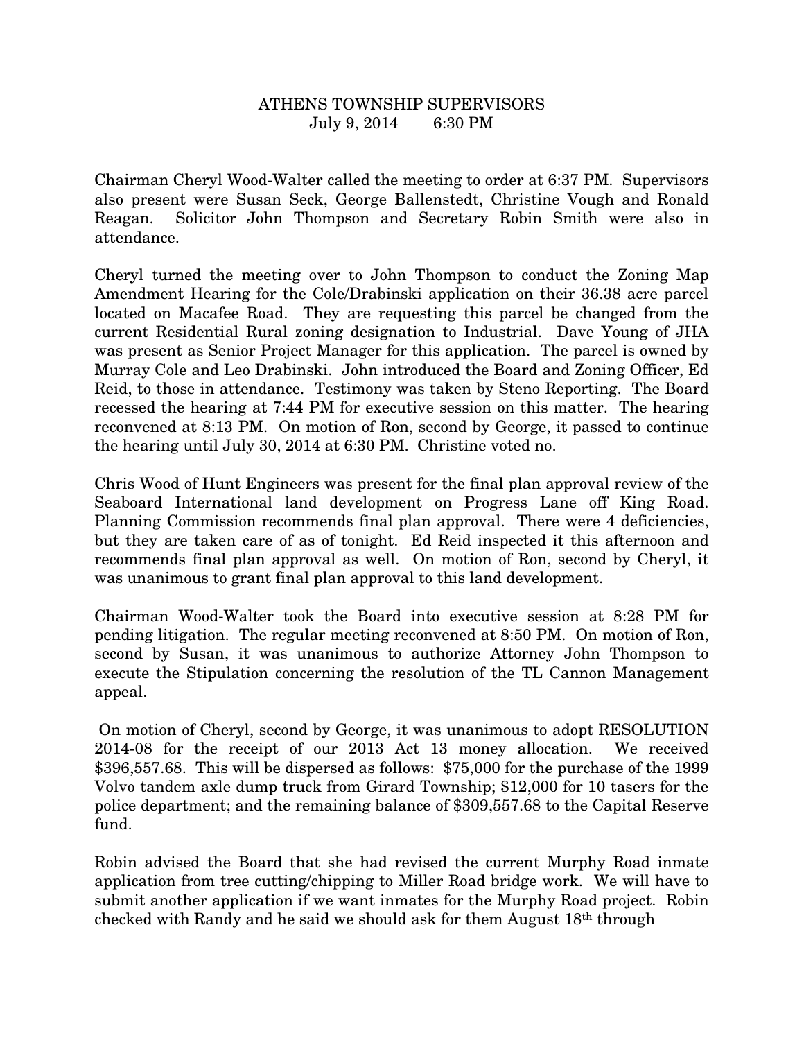# ATHENS TOWNSHIP SUPERVISORS

July 9, 2014 6:30 PM

Chairman Cheryl Wood-Walter called the meeting to order at 6:37 PM. Supervisors also present were Susan Seck, George Ballenstedt, Christine Vough and Ronald Reagan. Solicitor John Thompson and Secretary Robin Smith were also in attendance.

Cheryl turned the meeting over to John Thompson to conduct the Zoning Map Amendment Hearing for the Cole/Drabinski application on their 36.38 acre parcel located on Macafee Road. They are requesting this parcel be changed from the current Residential Rural zoning designation to Industrial. Dave Young of JHA was present as Senior Project Manager for this application. The parcel is owned by Murray Cole and Leo Drabinski. John introduced the Board and Zoning Officer, Ed Reid, to those in attendance. Testimony was taken by Steno Reporting. The Board recessed the hearing at 7:44 PM for executive session on this matter. The hearing reconvened at 8:13 PM. On motion of Ron, second by George, it passed to continue the hearing until July 30, 2014 at 6:30 PM. Christine voted no.

Chris Wood of Hunt Engineers was present for the final plan approval review of the Seaboard International land development on Progress Lane off King Road. Planning Commission recommends final plan approval. There were 4 deficiencies, but they are taken care of as of tonight. Ed Reid inspected it this afternoon and recommends final plan approval as well. On motion of Ron, second by Cheryl, it was unanimous to grant final plan approval to this land development.

Chairman Wood-Walter took the Board into executive session at 8:28 PM for pending litigation. The regular meeting reconvened at 8:50 PM. On motion of Ron, second by Susan, it was unanimous to authorize Attorney John Thompson to execute the Stipulation concerning the resolution of the TL Cannon Management appeal.

On motion of Cheryl, second by George, it was unanimous to adopt RESOLUTION 2014-08 for the receipt of our 2013 Act 13 money allocation. We received $396,557.68. This will be dispersed as follows: $75,000 for the purchase of the 1999 Volvo tandem axle dump truck from Girard Township; $12,000 for 10 tasers for the police department; and the remaining balance of $309,557.68 to the Capital Reserve fund.

Robin advised the Board that she had revised the current Murphy Road inmate application from tree cutting/chipping to Miller Road bridge work. We will have to submit another application if we want inmates for the Murphy Road project. Robin checked with Randy and he said we should ask for them August 18th through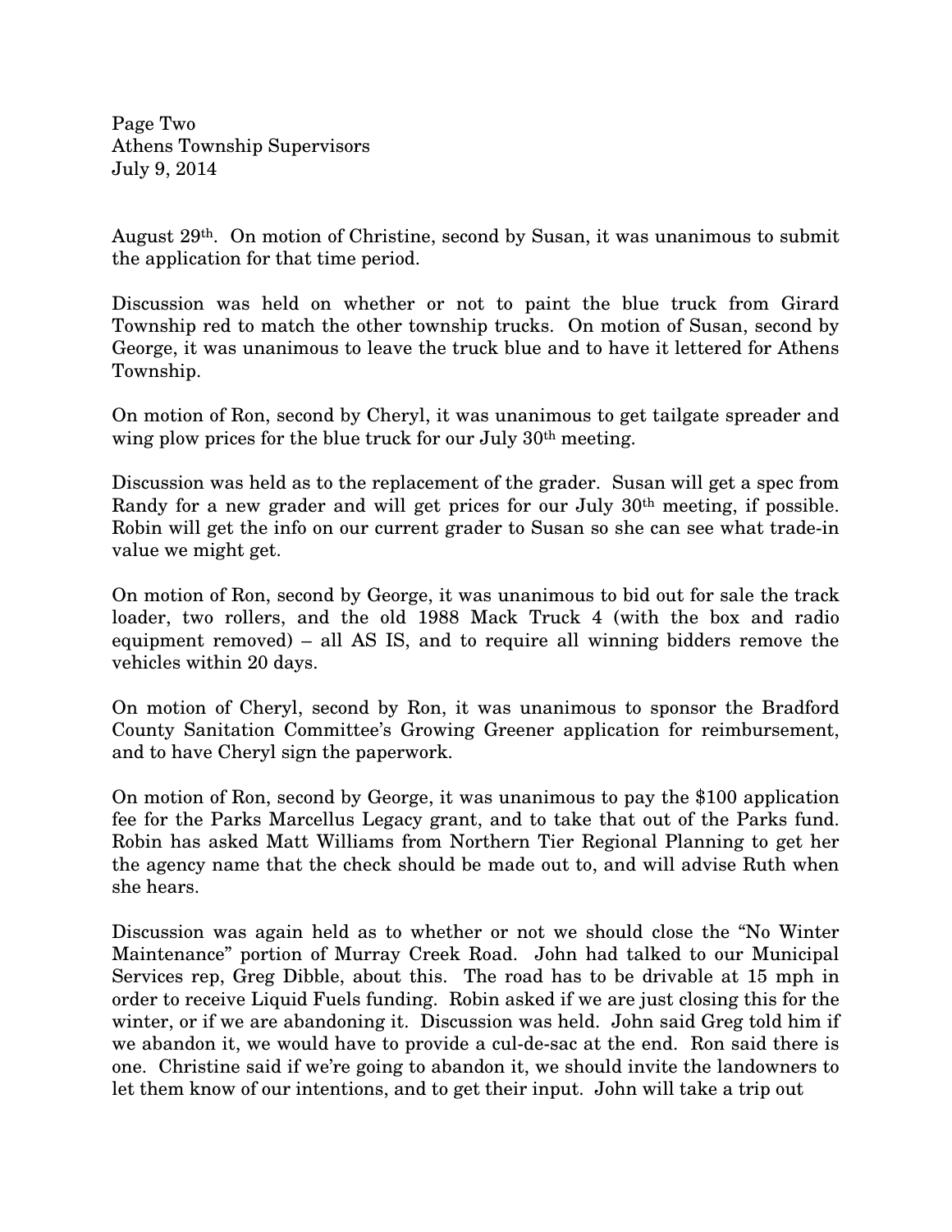August 29th. On motion of Christine, second by Susan, it was unanimous to submit the application for that time period.

Discussion was held on whether or not to paint the blue truck from Girard Township red to match the other township trucks. On motion of Susan, second by George, it was unanimous to leave the truck blue and to have it lettered for Athens Township.

On motion of Ron, second by Cheryl, it was unanimous to get tailgate spreader and wing plow prices for the blue truck for our July 30th meeting.

Discussion was held as to the replacement of the grader. Susan will get a spec from Randy for a new grader and will get prices for our July 30th meeting, if possible. Robin will get the info on our current grader to Susan so she can see what trade-in value we might get.

On motion of Ron, second by George, it was unanimous to bid out for sale the track loader, two rollers, and the old 1988 Mack Truck 4 (with the box and radio equipment removed) – all AS IS, and to require all winning bidders remove the vehicles within 20 days.

On motion of Cheryl, second by Ron, it was unanimous to sponsor the Bradford County Sanitation Committee's Growing Greener application for reimbursement, and to have Cheryl sign the paperwork.

On motion of Ron, second by George, it was unanimous to pay the $100 application fee for the Parks Marcellus Legacy grant, and to take that out of the Parks fund. Robin has asked Matt Williams from Northern Tier Regional Planning to get her the agency name that the check should be made out to, and will advise Ruth when she hears.

Discussion was again held as to whether or not we should close the "No Winter Maintenance" portion of Murray Creek Road. John had talked to our Municipal Services rep, Greg Dibble, about this. The road has to be drivable at 15 mph in order to receive Liquid Fuels funding. Robin asked if we are just closing this for the winter, or if we are abandoning it. Discussion was held. John said Greg told him if we abandon it, we would have to provide a cul-de-sac at the end. Ron said there is one. Christine said if we're going to abandon it, we should invite the landowners to let them know of our intentions, and to get their input. John will take a trip out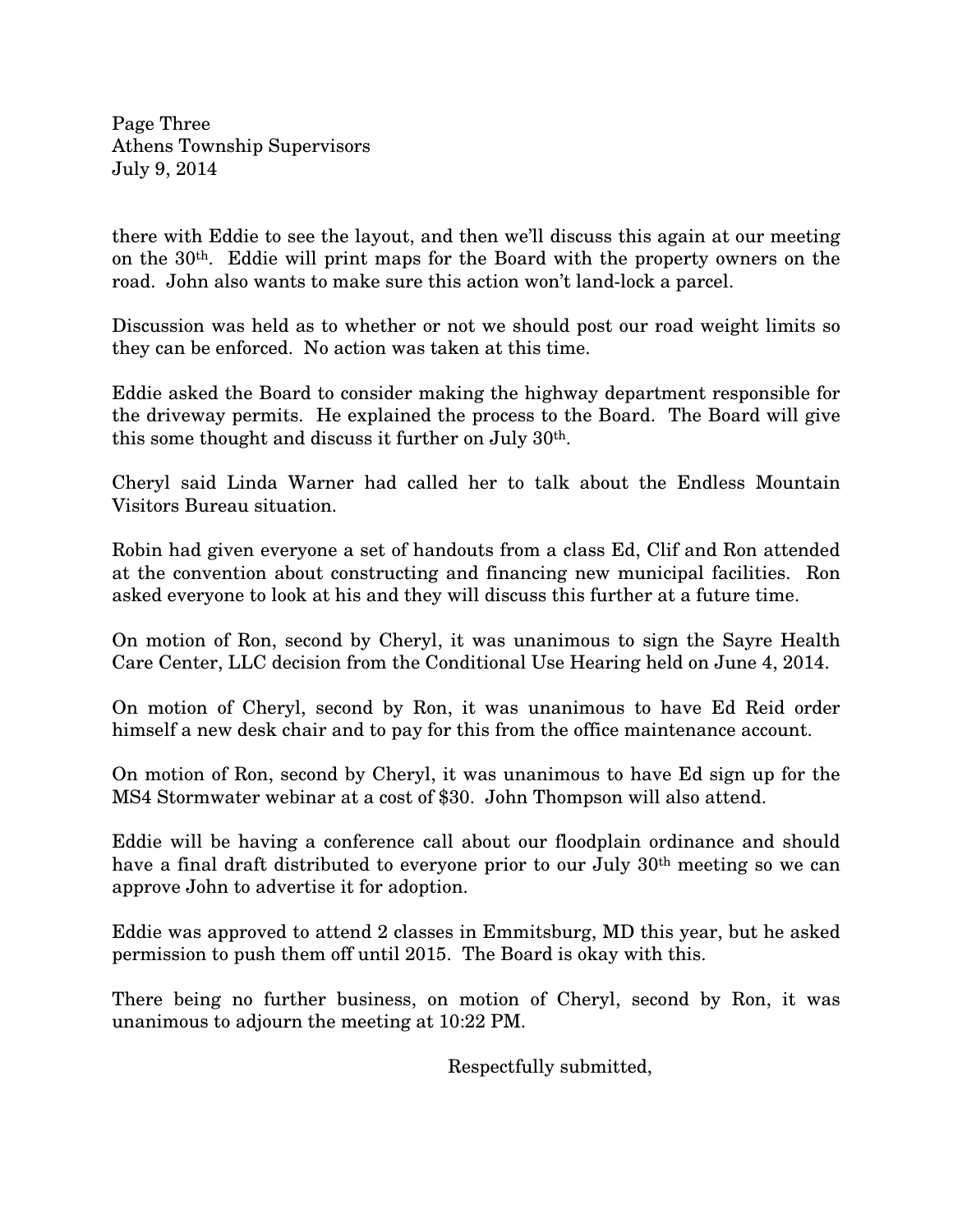there with Eddie to see the layout, and then we'll discuss this again at our meeting on the 30th. Eddie will print maps for the Board with the property owners on the road. John also wants to make sure this action won't land-lock a parcel.

Discussion was held as to whether or not we should post our road weight limits so they can be enforced. No action was taken at this time.

Eddie asked the Board to consider making the highway department responsible for the driveway permits. He explained the process to the Board. The Board will give this some thought and discuss it further on July 30th.

Cheryl said Linda Warner had called her to talk about the Endless Mountain Visitors Bureau situation.

Robin had given everyone a set of handouts from a class Ed, Clif and Ron attended at the convention about constructing and financing new municipal facilities. Ron asked everyone to look at his and they will discuss this further at a future time.

On motion of Ron, second by Cheryl, it was unanimous to sign the Sayre Health Care Center, LLC decision from the Conditional Use Hearing held on June 4, 2014.

On motion of Cheryl, second by Ron, it was unanimous to have Ed Reid order himself a new desk chair and to pay for this from the office maintenance account.

On motion of Ron, second by Cheryl, it was unanimous to have Ed sign up for the MS4 Stormwater webinar at a cost of $30. John Thompson will also attend.

Eddie will be having a conference call about our floodplain ordinance and should have a final draft distributed to everyone prior to our July 30th meeting so we can approve John to advertise it for adoption.

Eddie was approved to attend 2 classes in Emmitsburg, MD this year, but he asked permission to push them off until 2015. The Board is okay with this.

There being no further business, on motion of Cheryl, second by Ron, it was unanimous to adjourn the meeting at 10:22 PM.

Respectfully submitted,